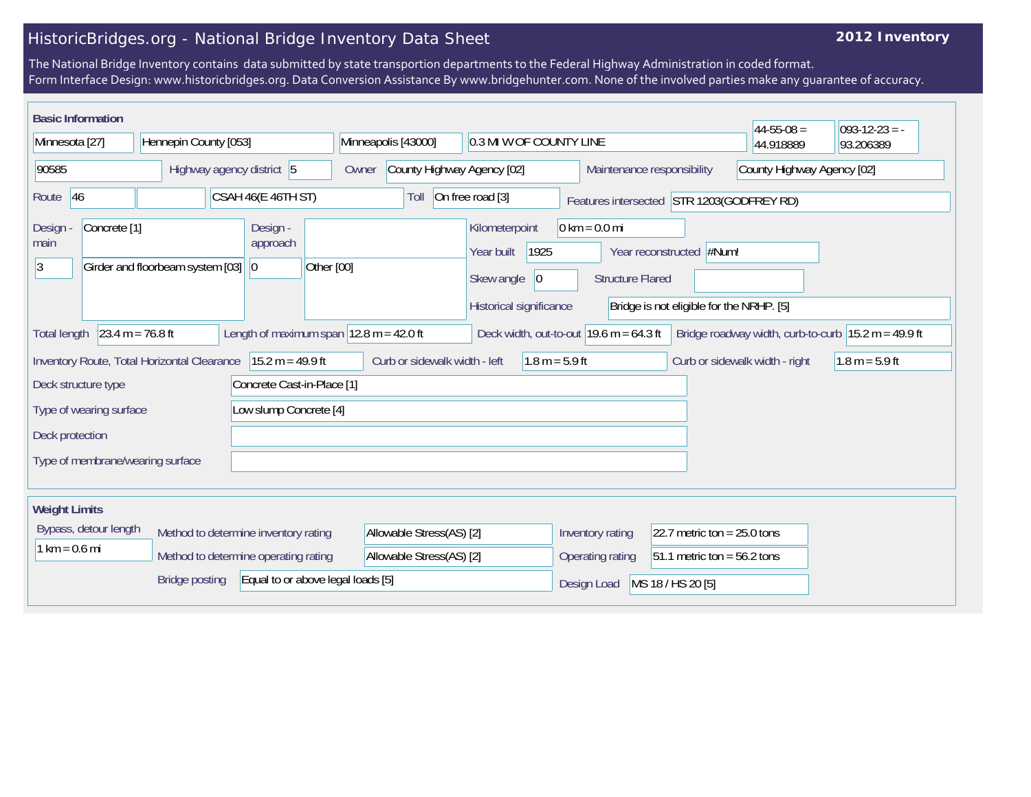# HistoricBridges.org - National Bridge Inventory Data Sheet

**2012 Inventory**

The National Bridge Inventory contains data submitted by state transportion departments to the Federal Highway Administration in coded format.
Form Interface Design: www.historicbridges.org. Data Conversion Assistance By www.bridgehunter.com. None of the involved parties make any guarantee of accuracy.

## Basic Information

| | |
|---|---|
| State | Minnesota [27] |
| County | Hennepin County [053] |
| Place | Minneapolis [43000] |
| Location | 0.3 MI W OF COUNTY LINE |
| Latitude | 44-55-08 = 44.918889 |
| Longitude | 093-12-23 = -93.206389 |
| Structure number | 90585 |
| Highway agency district | 5 |
| Owner | County Highway Agency [02] |
| Maintenance responsibility | County Highway Agency [02] |
| Route | 46 |
| Facility carried | CSAH 46(E 46TH ST) |
| Toll | On free road [3] |
| Features intersected | STR 1203(GODFREY RD) |
| Design - main | Concrete [1] |
| | 3 — Girder and floorbeam system [03] |
| Design - approach | |
| | 0 — Other [00] |
| Kilometerpoint | 0 km = 0.0 mi |
| Year built | 1925 |
| Year reconstructed | #Num! |
| Skew angle | 0 |
| Structure Flared | |
| Historical significance | Bridge is not eligible for the NRHP. [5] |
| Total length | 23.4 m = 76.8 ft |
| Length of maximum span | 12.8 m = 42.0 ft |
| Deck width, out-to-out | 19.6 m = 64.3 ft |
| Bridge roadway width, curb-to-curb | 15.2 m = 49.9 ft |
| Inventory Route, Total Horizontal Clearance | 15.2 m = 49.9 ft |
| Curb or sidewalk width - left | 1.8 m = 5.9 ft |
| Curb or sidewalk width - right | 1.8 m = 5.9 ft |
| Deck structure type | Concrete Cast-in-Place [1] |
| Type of wearing surface | Low slump Concrete [4] |
| Deck protection | |
| Type of membrane/wearing surface | |

## Weight Limits

| | |
|---|---|
| Bypass, detour length | 1 km = 0.6 mi |
| Method to determine inventory rating | Allowable Stress(AS) [2] |
| Inventory rating | 22.7 metric ton = 25.0 tons |
| Method to determine operating rating | Allowable Stress(AS) [2] |
| Operating rating | 51.1 metric ton = 56.2 tons |
| Bridge posting | Equal to or above legal loads [5] |
| Design Load | MS 18 / HS 20 [5] |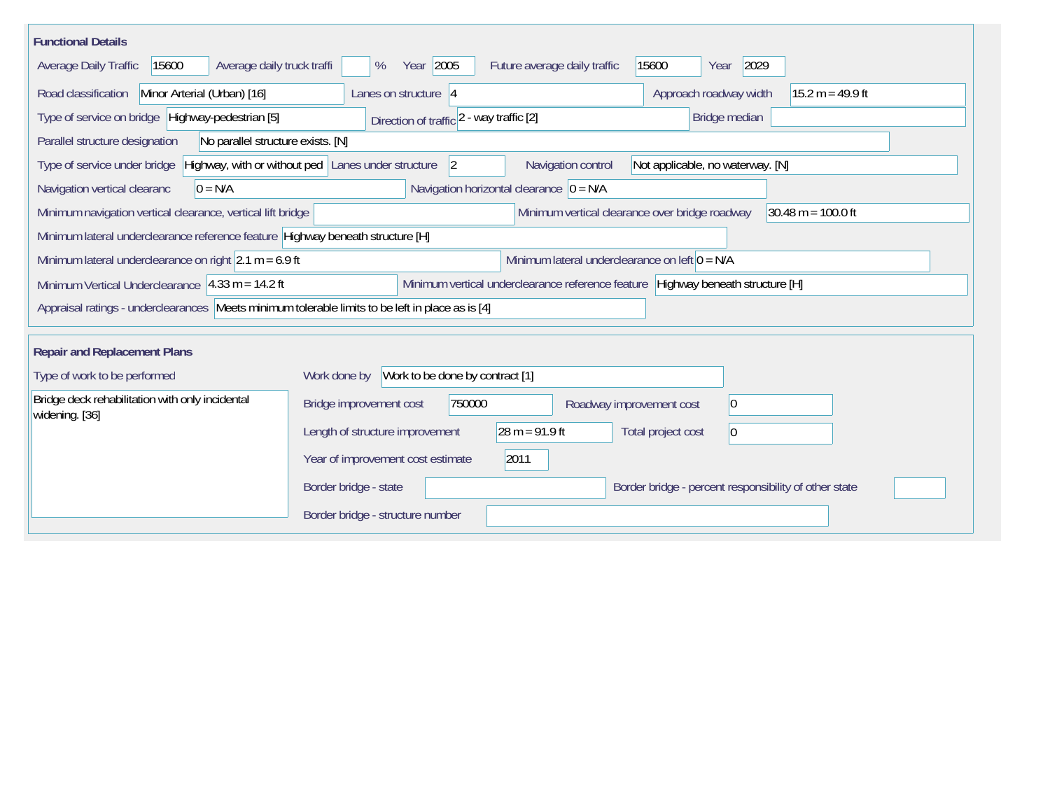## Functional Details

| Field | Value |
|---|---|
| Average Daily Traffic | 15600 |
| Average daily truck traffi | % |
| Year | 2005 |
| Future average daily traffic | 15600 |
| Year | 2029 |
| Road classification | Minor Arterial (Urban) [16] |
| Lanes on structure | 4 |
| Approach roadway width | 15.2 m = 49.9 ft |
| Type of service on bridge | Highway-pedestrian [5] |
| Direction of traffic | 2 - way traffic [2] |
| Bridge median | |
| Parallel structure designation | No parallel structure exists. [N] |
| Type of service under bridge | Highway, with or without ped |
| Lanes under structure | 2 |
| Navigation control | Not applicable, no waterway. [N] |
| Navigation vertical clearanc | 0 = N/A |
| Navigation horizontal clearance | 0 = N/A |
| Minimum navigation vertical clearance, vertical lift bridge | |
| Minimum vertical clearance over bridge roadway | 30.48 m = 100.0 ft |
| Minimum lateral underclearance reference feature | Highway beneath structure [H] |
| Minimum lateral underclearance on right | 2.1 m = 6.9 ft |
| Minimum lateral underclearance on left | 0 = N/A |
| Minimum Vertical Underclearance | 4.33 m = 14.2 ft |
| Minimum vertical underclearance reference feature | Highway beneath structure [H] |
| Appraisal ratings - underclearances | Meets minimum tolerable limits to be left in place as is [4] |

## Repair and Replacement Plans

| Field | Value |
|---|---|
| Type of work to be performed | Bridge deck rehabilitation with only incidental widening. [36] |
| Work done by | Work to be done by contract [1] |
| Bridge improvement cost | 750000 |
| Roadway improvement cost | 0 |
| Length of structure improvement | 28 m = 91.9 ft |
| Total project cost | 0 |
| Year of improvement cost estimate | 2011 |
| Border bridge - state | |
| Border bridge - percent responsibility of other state | |
| Border bridge - structure number | |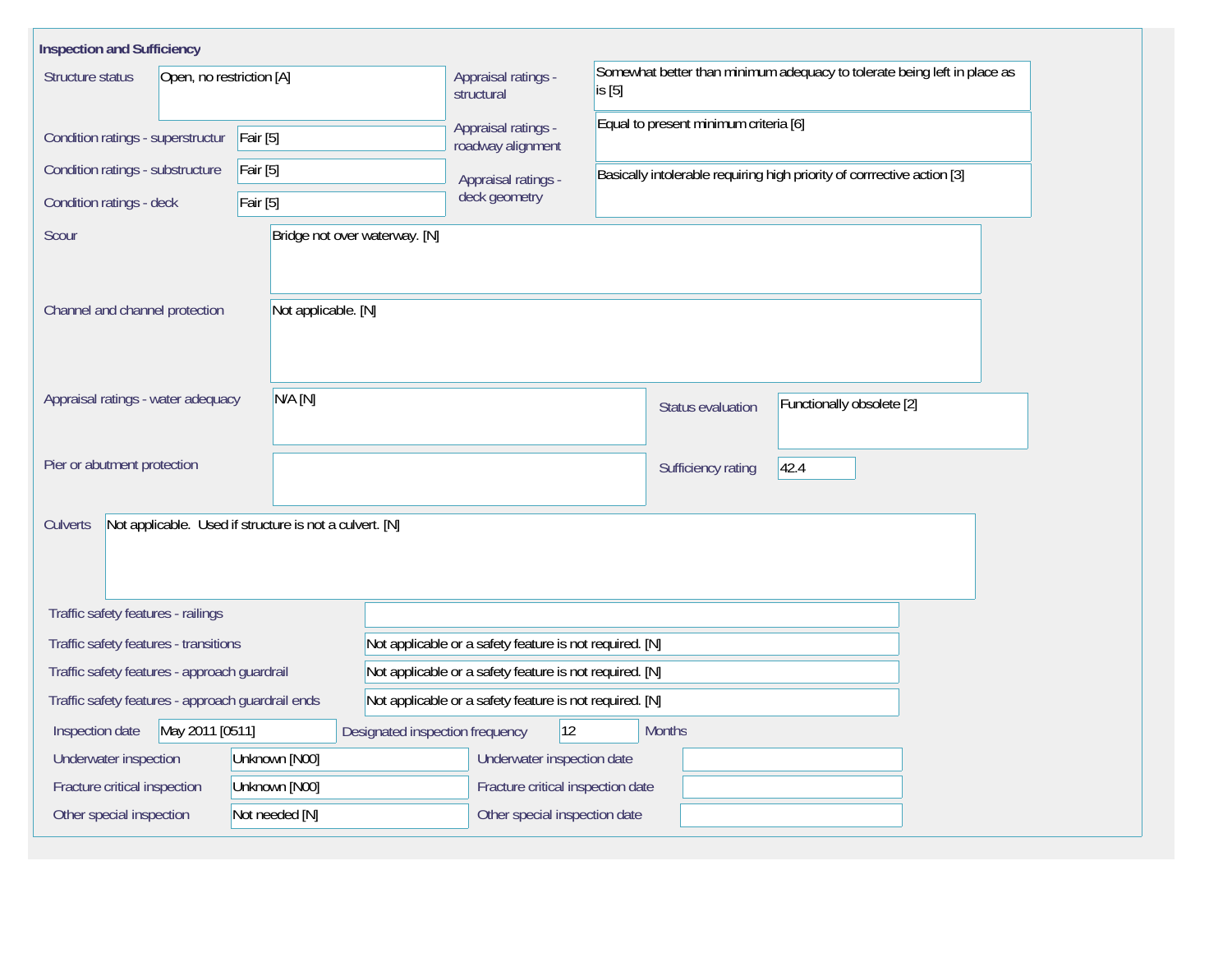## Inspection and Sufficiency

| | |
|---|---|
| Structure status | Open, no restriction [A] |
| Appraisal ratings - structural | Somewhat better than minimum adequacy to tolerate being left in place as is [5] |
| Condition ratings - superstructur | Fair [5] |
| Appraisal ratings - roadway alignment | Equal to present minimum criteria [6] |
| Condition ratings - substructure | Fair [5] |
| Appraisal ratings - deck geometry | Basically intolerable requiring high priority of corrrective action [3] |
| Condition ratings - deck | Fair [5] |
| Scour | Bridge not over waterway. [N] |
| Channel and channel protection | Not applicable. [N] |
| Appraisal ratings - water adequacy | N/A [N] |
| Status evaluation | Functionally obsolete [2] |
| Pier or abutment protection | |
| Sufficiency rating | 42.4 |
| Culverts | Not applicable. Used if structure is not a culvert. [N] |
| Traffic safety features - railings | |
| Traffic safety features - transitions | Not applicable or a safety feature is not required. [N] |
| Traffic safety features - approach guardrail | Not applicable or a safety feature is not required. [N] |
| Traffic safety features - approach guardrail ends | Not applicable or a safety feature is not required. [N] |
| Inspection date | May 2011 [0511] |
| Designated inspection frequency | 12 Months |
| Underwater inspection | Unknown [N00] |
| Underwater inspection date | |
| Fracture critical inspection | Unknown [N00] |
| Fracture critical inspection date | |
| Other special inspection | Not needed [N] |
| Other special inspection date | |